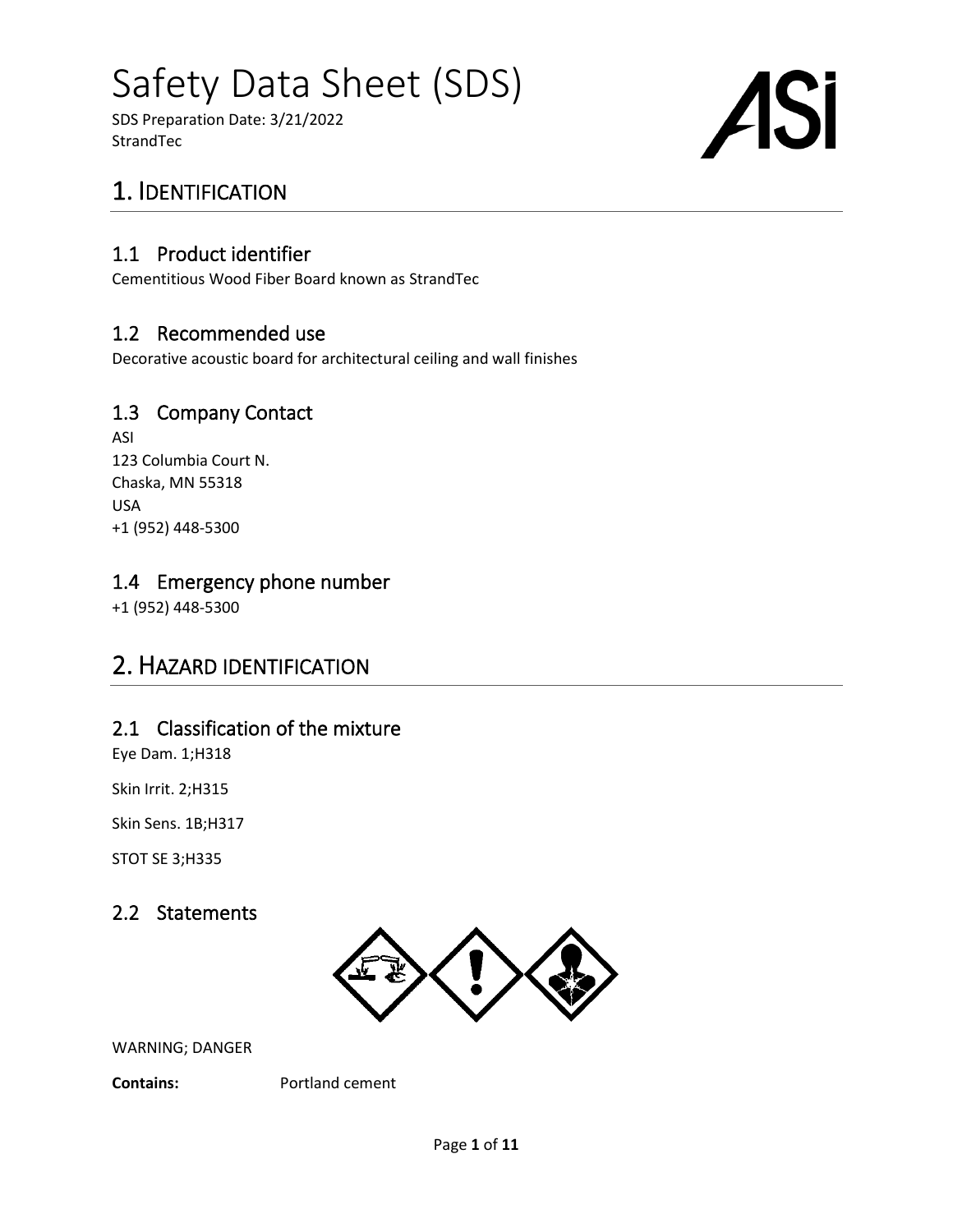# Safety Data Sheet (SDS)

SDS Preparation Date: 3/21/2022
StrandTec

## 1. IDENTIFICATION

### 1.1 Product identifier

Cementitious Wood Fiber Board known as StrandTec

### 1.2 Recommended use

Decorative acoustic board for architectural ceiling and wall finishes

### 1.3 Company Contact

ASI
123 Columbia Court N.
Chaska, MN 55318
USA
+1 (952) 448-5300

### 1.4 Emergency phone number

+1 (952) 448-5300

## 2. HAZARD IDENTIFICATION

### 2.1 Classification of the mixture

Eye Dam. 1;H318

Skin Irrit. 2;H315

Skin Sens. 1B;H317

STOT SE 3;H335

### 2.2 Statements

WARNING; DANGER

**Contains:** Portland cement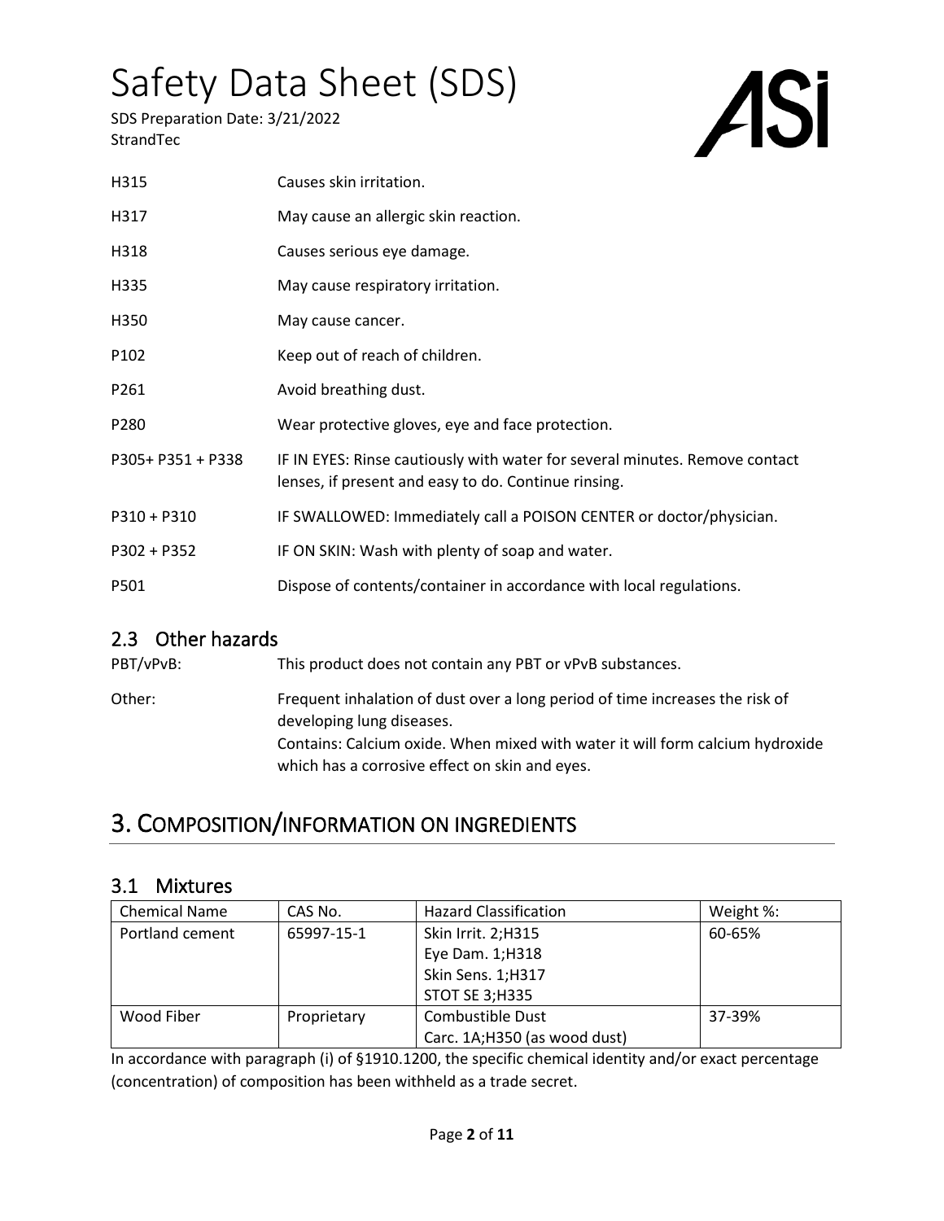| | |
|---|---|
| H315 | Causes skin irritation. |
| H317 | May cause an allergic skin reaction. |
| H318 | Causes serious eye damage. |
| H335 | May cause respiratory irritation. |
| H350 | May cause cancer. |
| P102 | Keep out of reach of children. |
| P261 | Avoid breathing dust. |
| P280 | Wear protective gloves, eye and face protection. |
| P305+ P351 + P338 | IF IN EYES: Rinse cautiously with water for several minutes. Remove contact lenses, if present and easy to do. Continue rinsing. |
| P310 + P310 | IF SWALLOWED: Immediately call a POISON CENTER or doctor/physician. |
| P302 + P352 | IF ON SKIN: Wash with plenty of soap and water. |
| P501 | Dispose of contents/container in accordance with local regulations. |

## 2.3 Other hazards

| | |
|---|---|
| PBT/vPvB: | This product does not contain any PBT or vPvB substances. |
| Other: | Frequent inhalation of dust over a long period of time increases the risk of developing lung diseases. Contains: Calcium oxide. When mixed with water it will form calcium hydroxide which has a corrosive effect on skin and eyes. |

# 3. COMPOSITION/INFORMATION ON INGREDIENTS

## 3.1 Mixtures

| Chemical Name | CAS No. | Hazard Classification | Weight %: |
|---|---|---|---|
| Portland cement | 65997-15-1 | Skin Irrit. 2;H315<br>Eye Dam. 1;H318<br>Skin Sens. 1;H317<br>STOT SE 3;H335 | 60-65% |
| Wood Fiber | Proprietary | Combustible Dust<br>Carc. 1A;H350 (as wood dust) | 37-39% |

In accordance with paragraph (i) of §1910.1200, the specific chemical identity and/or exact percentage (concentration) of composition has been withheld as a trade secret.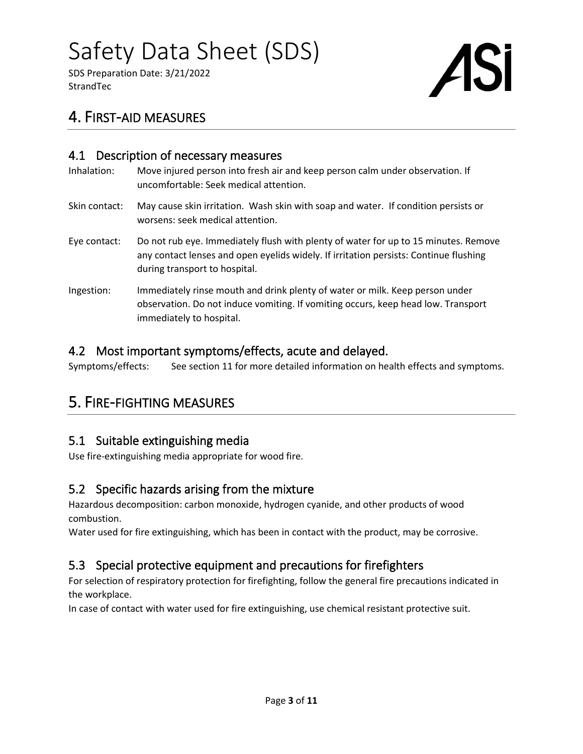## 4. FIRST-AID MEASURES

### 4.1 Description of necessary measures

Inhalation: Move injured person into fresh air and keep person calm under observation. If uncomfortable: Seek medical attention.

Skin contact: May cause skin irritation. Wash skin with soap and water. If condition persists or worsens: seek medical attention.

Eye contact: Do not rub eye. Immediately flush with plenty of water for up to 15 minutes. Remove any contact lenses and open eyelids widely. If irritation persists: Continue flushing during transport to hospital.

Ingestion: Immediately rinse mouth and drink plenty of water or milk. Keep person under observation. Do not induce vomiting. If vomiting occurs, keep head low. Transport immediately to hospital.

### 4.2 Most important symptoms/effects, acute and delayed.

Symptoms/effects: See section 11 for more detailed information on health effects and symptoms.

## 5. FIRE-FIGHTING MEASURES

### 5.1 Suitable extinguishing media

Use fire-extinguishing media appropriate for wood fire.

### 5.2 Specific hazards arising from the mixture

Hazardous decomposition: carbon monoxide, hydrogen cyanide, and other products of wood combustion.

Water used for fire extinguishing, which has been in contact with the product, may be corrosive.

### 5.3 Special protective equipment and precautions for firefighters

For selection of respiratory protection for firefighting, follow the general fire precautions indicated in the workplace.

In case of contact with water used for fire extinguishing, use chemical resistant protective suit.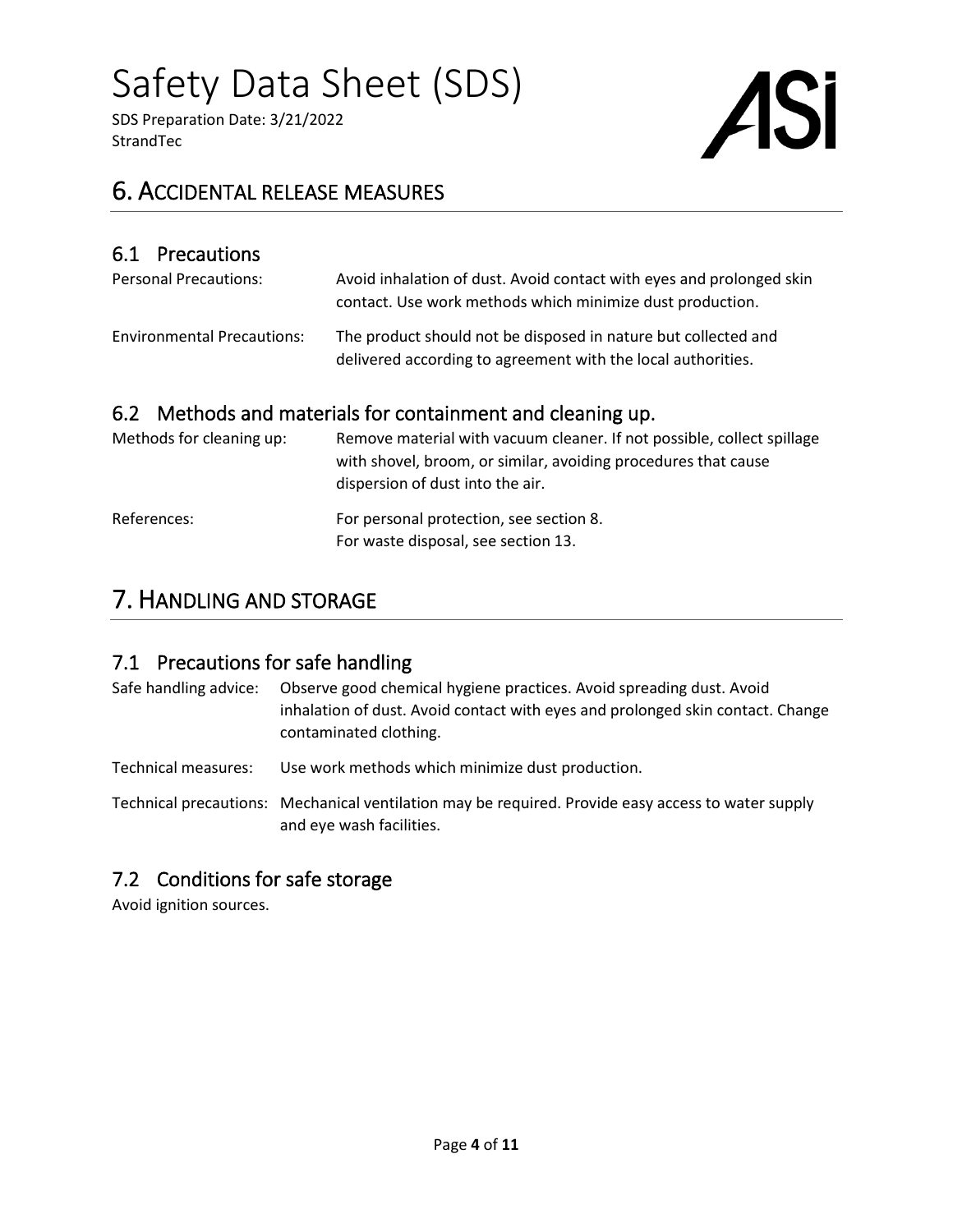## 6. Accidental release measures

### 6.1 Precautions

| | |
|---|---|
| Personal Precautions: | Avoid inhalation of dust. Avoid contact with eyes and prolonged skin contact. Use work methods which minimize dust production. |
| Environmental Precautions: | The product should not be disposed in nature but collected and delivered according to agreement with the local authorities. |

### 6.2 Methods and materials for containment and cleaning up.

| | |
|---|---|
| Methods for cleaning up: | Remove material with vacuum cleaner. If not possible, collect spillage with shovel, broom, or similar, avoiding procedures that cause dispersion of dust into the air. |
| References: | For personal protection, see section 8.<br>For waste disposal, see section 13. |

## 7. Handling and storage

### 7.1 Precautions for safe handling

| | |
|---|---|
| Safe handling advice: | Observe good chemical hygiene practices. Avoid spreading dust. Avoid inhalation of dust. Avoid contact with eyes and prolonged skin contact. Change contaminated clothing. |
| Technical measures: | Use work methods which minimize dust production. |
| Technical precautions: | Mechanical ventilation may be required. Provide easy access to water supply and eye wash facilities. |

### 7.2 Conditions for safe storage

Avoid ignition sources.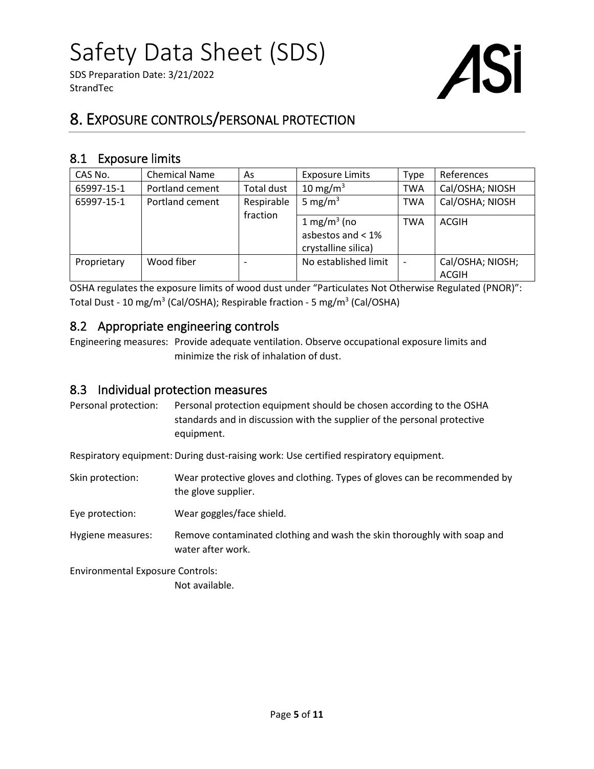## 8. EXPOSURE CONTROLS/PERSONAL PROTECTION

### 8.1 Exposure limits

| CAS No. | Chemical Name | As | Exposure Limits | Type | References |
|---|---|---|---|---|---|
| 65997-15-1 | Portland cement | Total dust | 10 mg/m$^3$ | TWA | Cal/OSHA; NIOSH |
| 65997-15-1 | Portland cement | Respirable fraction | 5 mg/m$^3$ | TWA | Cal/OSHA; NIOSH |
| | | | 1 mg/m$^3$ (no asbestos and < 1% crystalline silica) | TWA | ACGIH |
| Proprietary | Wood fiber | - | No established limit | - | Cal/OSHA; NIOSH; ACGIH |

OSHA regulates the exposure limits of wood dust under "Particulates Not Otherwise Regulated (PNOR)": Total Dust - 10 mg/m$^3$ (Cal/OSHA); Respirable fraction - 5 mg/m$^3$ (Cal/OSHA)

### 8.2 Appropriate engineering controls

Engineering measures: Provide adequate ventilation. Observe occupational exposure limits and minimize the risk of inhalation of dust.

### 8.3 Individual protection measures

Personal protection: Personal protection equipment should be chosen according to the OSHA standards and in discussion with the supplier of the personal protective equipment.

Respiratory equipment: During dust-raising work: Use certified respiratory equipment.

Skin protection: Wear protective gloves and clothing. Types of gloves can be recommended by the glove supplier.

Eye protection: Wear goggles/face shield.

Hygiene measures: Remove contaminated clothing and wash the skin thoroughly with soap and water after work.

Environmental Exposure Controls:
Not available.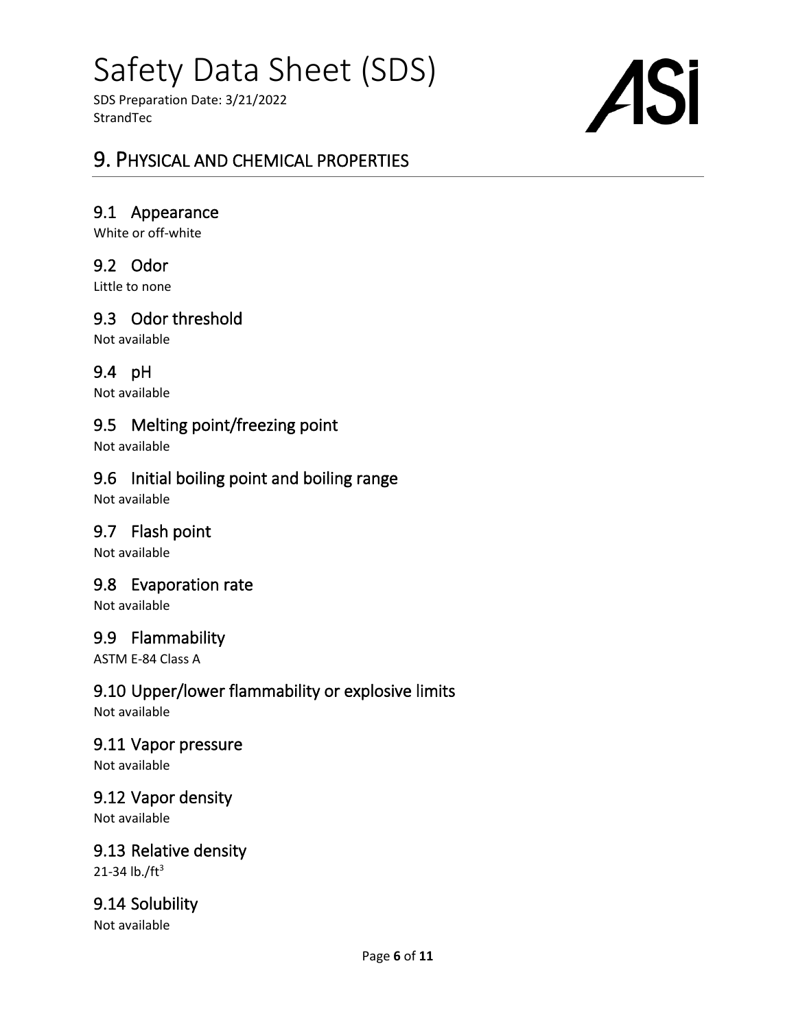# Safety Data Sheet (SDS)

SDS Preparation Date: 3/21/2022
StrandTec

## 9. Physical and Chemical Properties

### 9.1 Appearance

White or off-white

### 9.2 Odor

Little to none

### 9.3 Odor threshold

Not available

### 9.4 pH

Not available

### 9.5 Melting point/freezing point

Not available

### 9.6 Initial boiling point and boiling range

Not available

### 9.7 Flash point

Not available

### 9.8 Evaporation rate

Not available

### 9.9 Flammability

ASTM E-84 Class A

### 9.10 Upper/lower flammability or explosive limits

Not available

### 9.11 Vapor pressure

Not available

### 9.12 Vapor density

Not available

### 9.13 Relative density

21-34 lb./$ft^3$

### 9.14 Solubility

Not available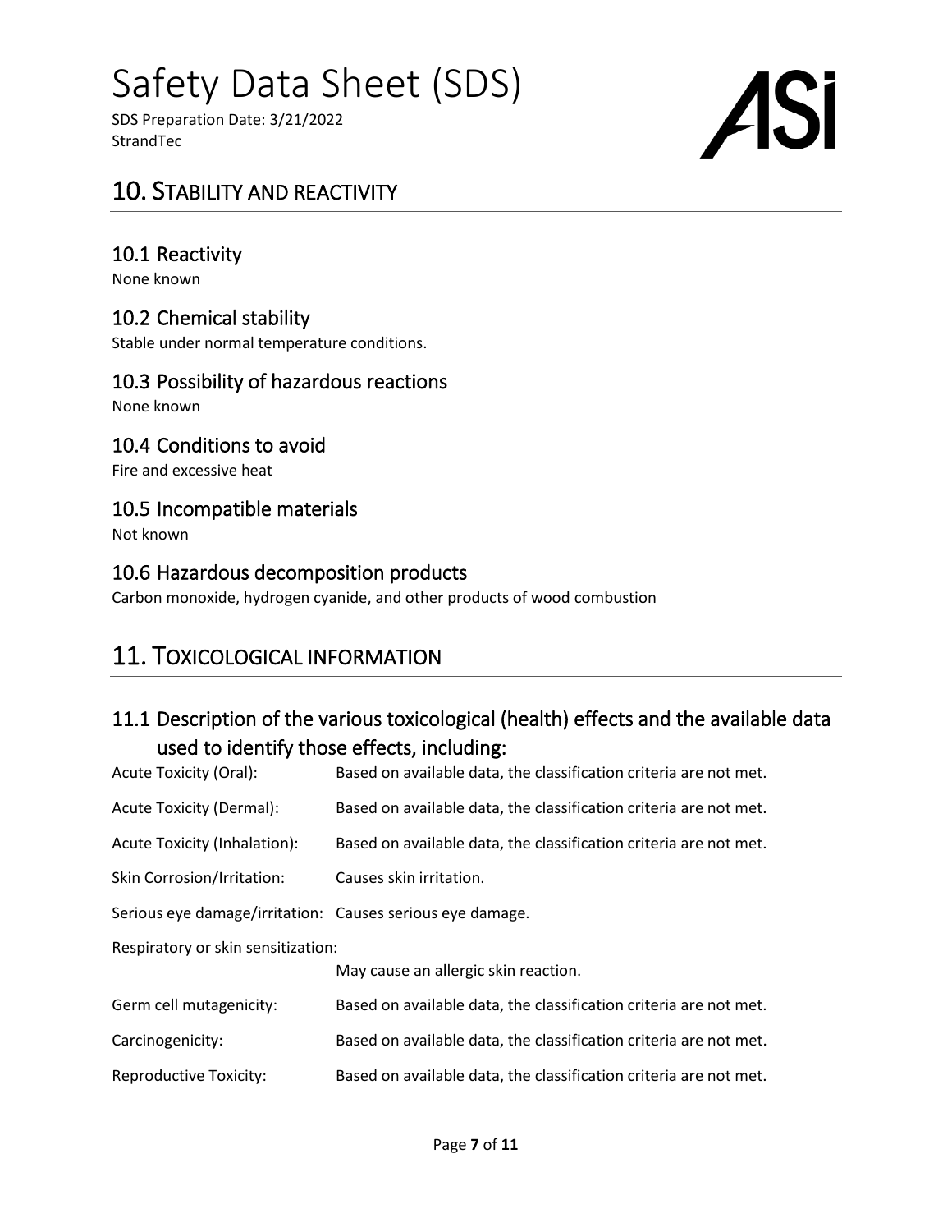## 10. STABILITY AND REACTIVITY

### 10.1 Reactivity

None known

### 10.2 Chemical stability

Stable under normal temperature conditions.

### 10.3 Possibility of hazardous reactions

None known

### 10.4 Conditions to avoid

Fire and excessive heat

### 10.5 Incompatible materials

Not known

### 10.6 Hazardous decomposition products

Carbon monoxide, hydrogen cyanide, and other products of wood combustion

## 11. TOXICOLOGICAL INFORMATION

### 11.1 Description of the various toxicological (health) effects and the available data used to identify those effects, including:

Acute Toxicity (Oral): Based on available data, the classification criteria are not met.

Acute Toxicity (Dermal): Based on available data, the classification criteria are not met.

Acute Toxicity (Inhalation): Based on available data, the classification criteria are not met.

Skin Corrosion/Irritation: Causes skin irritation.

Serious eye damage/irritation: Causes serious eye damage.

Respiratory or skin sensitization: May cause an allergic skin reaction.

Germ cell mutagenicity: Based on available data, the classification criteria are not met.

Carcinogenicity: Based on available data, the classification criteria are not met.

Reproductive Toxicity: Based on available data, the classification criteria are not met.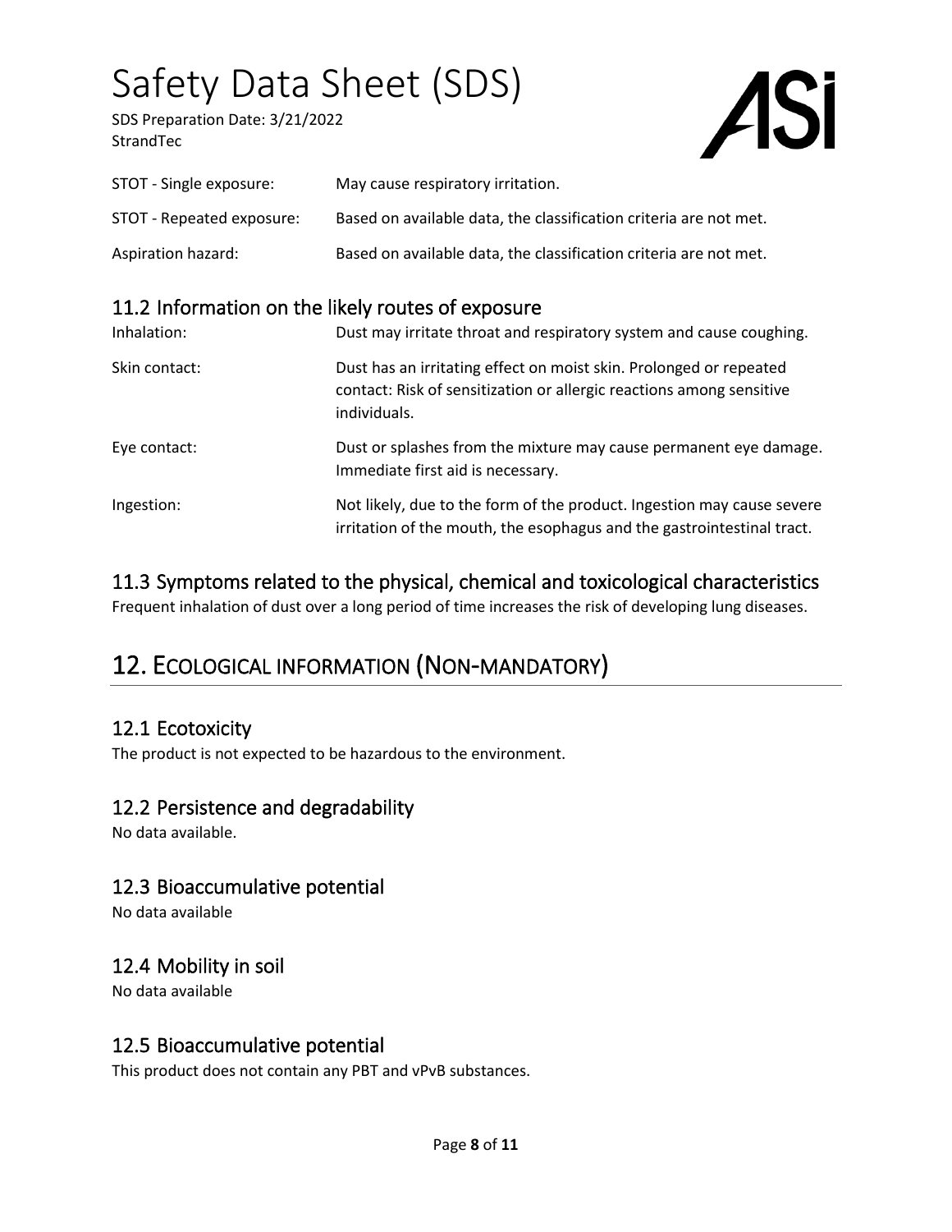| | |
|---|---|
| STOT - Single exposure: | May cause respiratory irritation. |
| STOT - Repeated exposure: | Based on available data, the classification criteria are not met. |
| Aspiration hazard: | Based on available data, the classification criteria are not met. |

### 11.2 Information on the likely routes of exposure

| | |
|---|---|
| Inhalation: | Dust may irritate throat and respiratory system and cause coughing. |
| Skin contact: | Dust has an irritating effect on moist skin. Prolonged or repeated contact: Risk of sensitization or allergic reactions among sensitive individuals. |
| Eye contact: | Dust or splashes from the mixture may cause permanent eye damage. Immediate first aid is necessary. |
| Ingestion: | Not likely, due to the form of the product. Ingestion may cause severe irritation of the mouth, the esophagus and the gastrointestinal tract. |

### 11.3 Symptoms related to the physical, chemical and toxicological characteristics

Frequent inhalation of dust over a long period of time increases the risk of developing lung diseases.

## 12. Ecological information (Non-mandatory)

### 12.1 Ecotoxicity

The product is not expected to be hazardous to the environment.

### 12.2 Persistence and degradability

No data available.

### 12.3 Bioaccumulative potential

No data available

### 12.4 Mobility in soil

No data available

### 12.5 Bioaccumulative potential

This product does not contain any PBT and vPvB substances.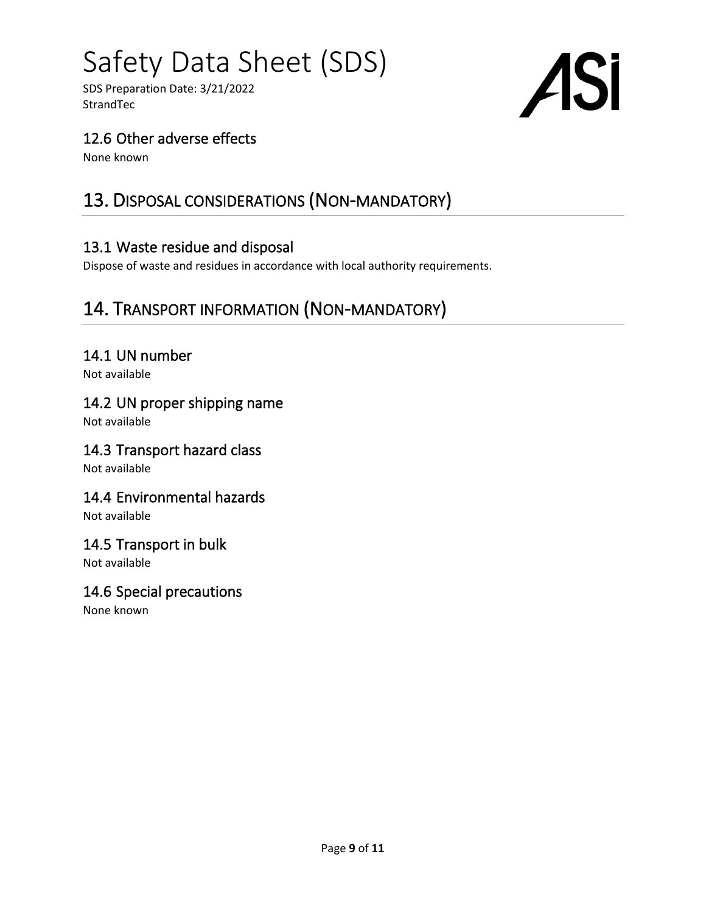### 12.6 Other adverse effects

None known

## 13. Disposal considerations (Non-mandatory)

### 13.1 Waste residue and disposal

Dispose of waste and residues in accordance with local authority requirements.

## 14. Transport information (Non-mandatory)

### 14.1 UN number

Not available

### 14.2 UN proper shipping name

Not available

### 14.3 Transport hazard class

Not available

### 14.4 Environmental hazards

Not available

### 14.5 Transport in bulk

Not available

### 14.6 Special precautions

None known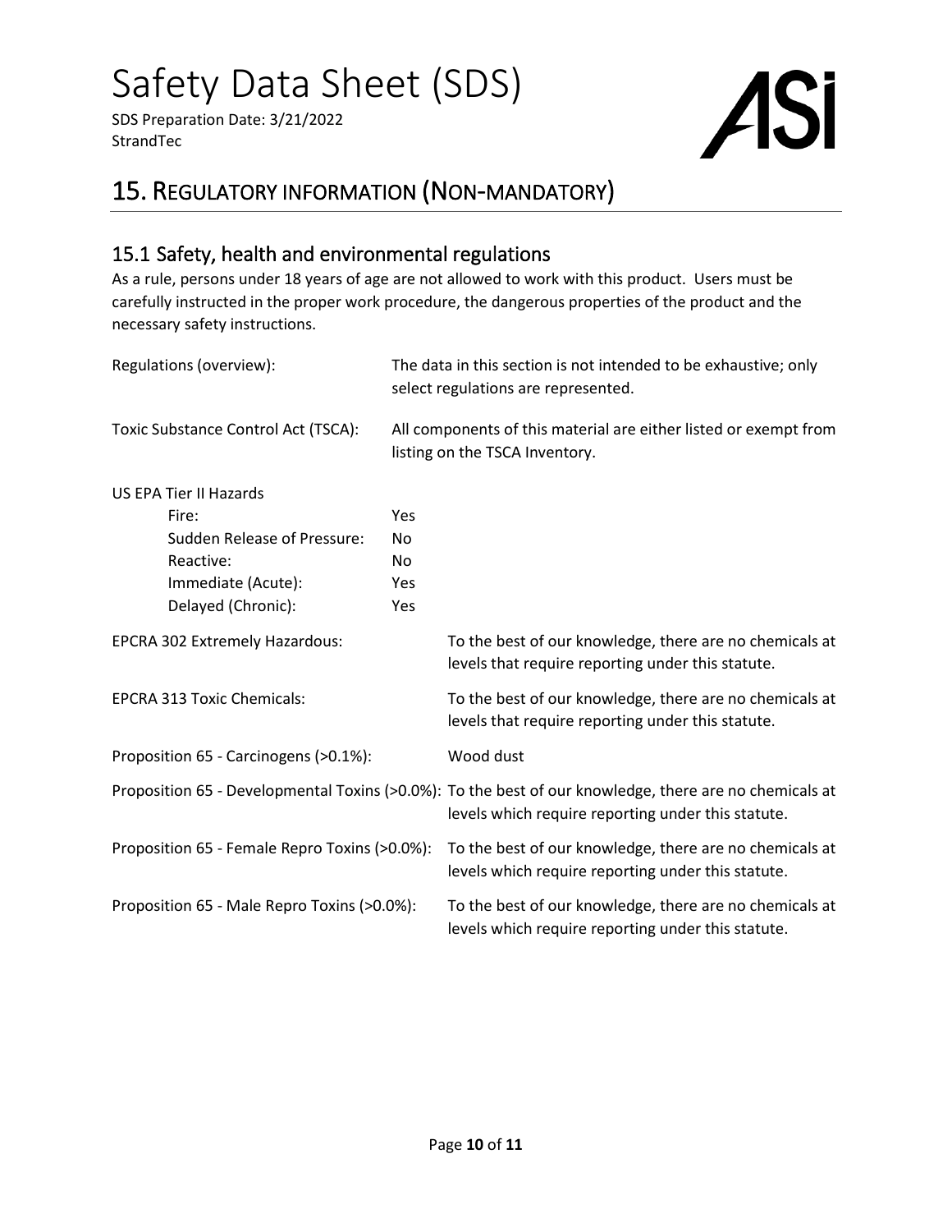## 15. Regulatory information (Non-mandatory)

### 15.1 Safety, health and environmental regulations

As a rule, persons under 18 years of age are not allowed to work with this product. Users must be carefully instructed in the proper work procedure, the dangerous properties of the product and the necessary safety instructions.

Regulations (overview): The data in this section is not intended to be exhaustive; only select regulations are represented.

Toxic Substance Control Act (TSCA): All components of this material are either listed or exempt from listing on the TSCA Inventory.

US EPA Tier II Hazards

| Hazard | |
|---|---|
| Fire: | Yes |
| Sudden Release of Pressure: | No |
| Reactive: | No |
| Immediate (Acute): | Yes |
| Delayed (Chronic): | Yes |

EPCRA 302 Extremely Hazardous: To the best of our knowledge, there are no chemicals at levels that require reporting under this statute.

EPCRA 313 Toxic Chemicals: To the best of our knowledge, there are no chemicals at levels that require reporting under this statute.

Proposition 65 - Carcinogens (>0.1%): Wood dust

Proposition 65 - Developmental Toxins (>0.0%): To the best of our knowledge, there are no chemicals at levels which require reporting under this statute.

Proposition 65 - Female Repro Toxins (>0.0%): To the best of our knowledge, there are no chemicals at levels which require reporting under this statute.

Proposition 65 - Male Repro Toxins (>0.0%): To the best of our knowledge, there are no chemicals at levels which require reporting under this statute.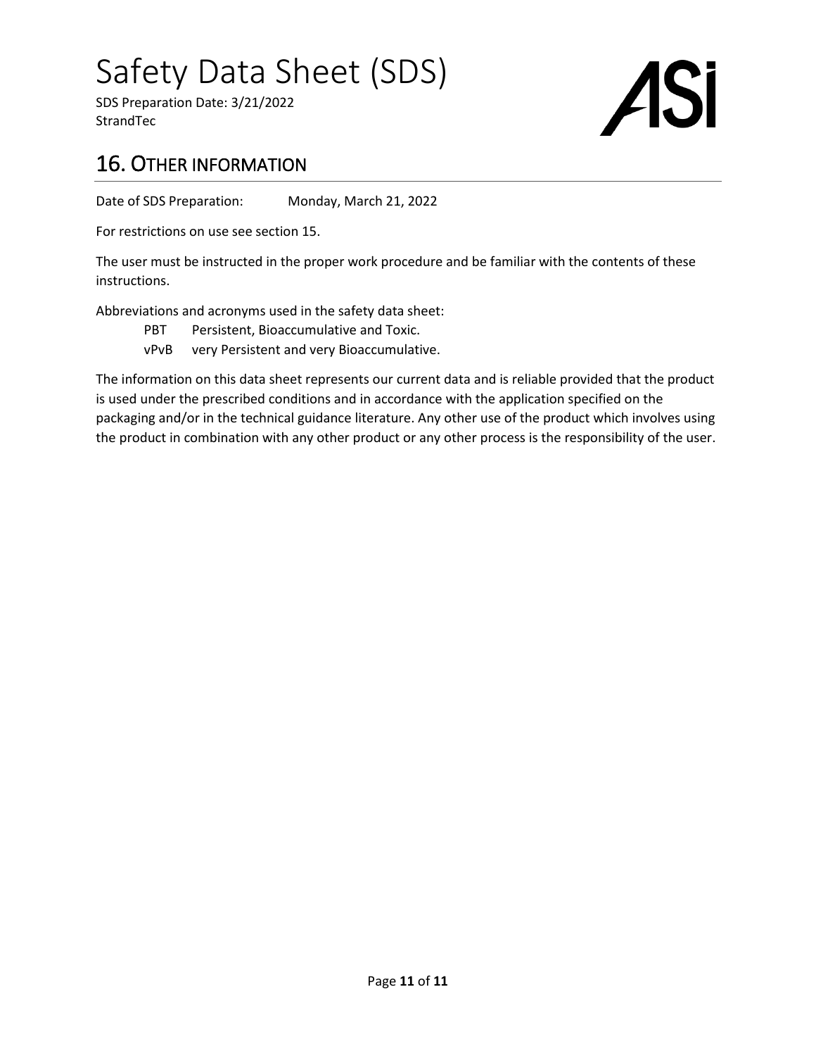## 16. OTHER INFORMATION

Date of SDS Preparation: Monday, March 21, 2022

For restrictions on use see section 15.

The user must be instructed in the proper work procedure and be familiar with the contents of these instructions.

Abbreviations and acronyms used in the safety data sheet:

- PBT Persistent, Bioaccumulative and Toxic.
- vPvB very Persistent and very Bioaccumulative.

The information on this data sheet represents our current data and is reliable provided that the product is used under the prescribed conditions and in accordance with the application specified on the packaging and/or in the technical guidance literature. Any other use of the product which involves using the product in combination with any other product or any other process is the responsibility of the user.